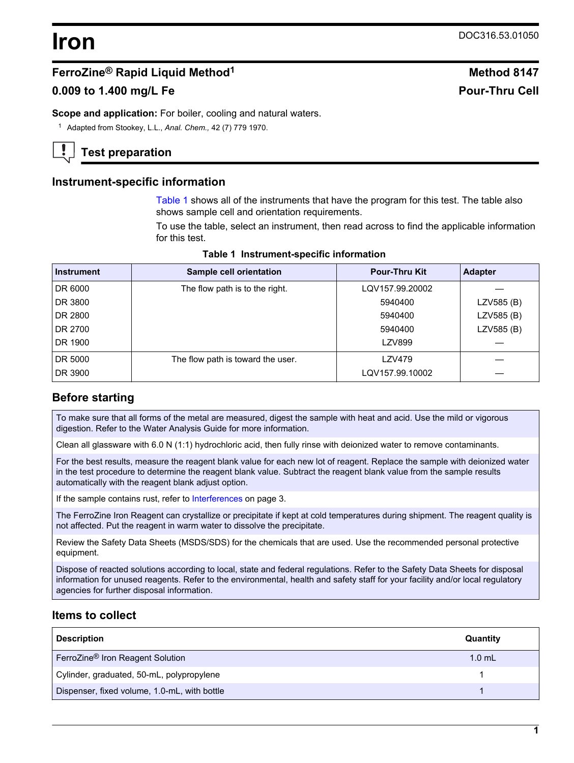# Iron

DOC316.53.01050

## FerroZine® Rapid Liquid Method[1]

## 0.009 to 1.400 mg/L Fe

**Method 8147**

**Pour-Thru Cell**

**Scope and application:** For boiler, cooling and natural waters.

[1] Adapted from Stookey, L.L., *Anal. Chem.,* 42 (7) 779 1970.

## Test preparation

### Instrument-specific information

Table 1 shows all of the instruments that have the program for this test. The table also shows sample cell and orientation requirements.

To use the table, select an instrument, then read across to find the applicable information for this test.

**Table 1 Instrument-specific information**

| Instrument | Sample cell orientation | Pour-Thru Kit | Adapter |
|---|---|---|---|
| DR 6000 | The flow path is to the right. | LQV157.99.20002 | — |
| DR 3800 | | 5940400 | LZV585 (B) |
| DR 2800 | | 5940400 | LZV585 (B) |
| DR 2700 | | 5940400 | LZV585 (B) |
| DR 1900 | | LZV899 | — |
| DR 5000 | The flow path is toward the user. | LZV479 | — |
| DR 3900 | | LQV157.99.10002 | — |

### Before starting

To make sure that all forms of the metal are measured, digest the sample with heat and acid. Use the mild or vigorous digestion. Refer to the Water Analysis Guide for more information.

Clean all glassware with 6.0 N (1:1) hydrochloric acid, then fully rinse with deionized water to remove contaminants.

For the best results, measure the reagent blank value for each new lot of reagent. Replace the sample with deionized water in the test procedure to determine the reagent blank value. Subtract the reagent blank value from the sample results automatically with the reagent blank adjust option.

If the sample contains rust, refer to Interferences on page 3.

The FerroZine Iron Reagent can crystallize or precipitate if kept at cold temperatures during shipment. The reagent quality is not affected. Put the reagent in warm water to dissolve the precipitate.

Review the Safety Data Sheets (MSDS/SDS) for the chemicals that are used. Use the recommended personal protective equipment.

Dispose of reacted solutions according to local, state and federal regulations. Refer to the Safety Data Sheets for disposal information for unused reagents. Refer to the environmental, health and safety staff for your facility and/or local regulatory agencies for further disposal information.

### Items to collect

| Description | Quantity |
|---|---|
| FerroZine® Iron Reagent Solution | 1.0 mL |
| Cylinder, graduated, 50-mL, polypropylene | 1 |
| Dispenser, fixed volume, 1.0-mL, with bottle | 1 |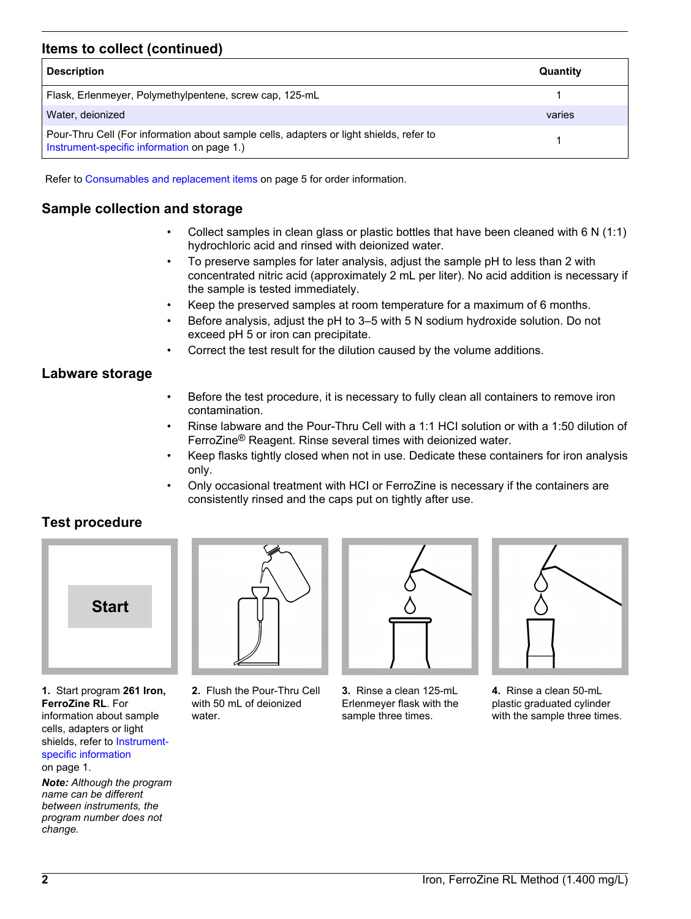## Items to collect (continued)

| Description | Quantity |
|---|---|
| Flask, Erlenmeyer, Polymethylpentene, screw cap, 125-mL | 1 |
| Water, deionized | varies |
| Pour-Thru Cell (For information about sample cells, adapters or light shields, refer to Instrument-specific information on page 1.) | 1 |

Refer to Consumables and replacement items on page 5 for order information.

## Sample collection and storage

- Collect samples in clean glass or plastic bottles that have been cleaned with 6 N (1:1) hydrochloric acid and rinsed with deionized water.
- To preserve samples for later analysis, adjust the sample pH to less than 2 with concentrated nitric acid (approximately 2 mL per liter). No acid addition is necessary if the sample is tested immediately.
- Keep the preserved samples at room temperature for a maximum of 6 months.
- Before analysis, adjust the pH to 3–5 with 5 N sodium hydroxide solution. Do not exceed pH 5 or iron can precipitate.
- Correct the test result for the dilution caused by the volume additions.

## Labware storage

- Before the test procedure, it is necessary to fully clean all containers to remove iron contamination.
- Rinse labware and the Pour-Thru Cell with a 1:1 HCl solution or with a 1:50 dilution of FerroZine® Reagent. Rinse several times with deionized water.
- Keep flasks tightly closed when not in use. Dedicate these containers for iron analysis only.
- Only occasional treatment with HCl or FerroZine is necessary if the containers are consistently rinsed and the caps put on tightly after use.

## Test procedure

**1.** Start program **261 Iron, FerroZine RL**. For information about sample cells, adapters or light shields, refer to Instrument-specific information on page 1.

***Note:** Although the program name can be different between instruments, the program number does not change.*

**2.** Flush the Pour-Thru Cell with 50 mL of deionized water.

**3.** Rinse a clean 125-mL Erlenmeyer flask with the sample three times.

**4.** Rinse a clean 50-mL plastic graduated cylinder with the sample three times.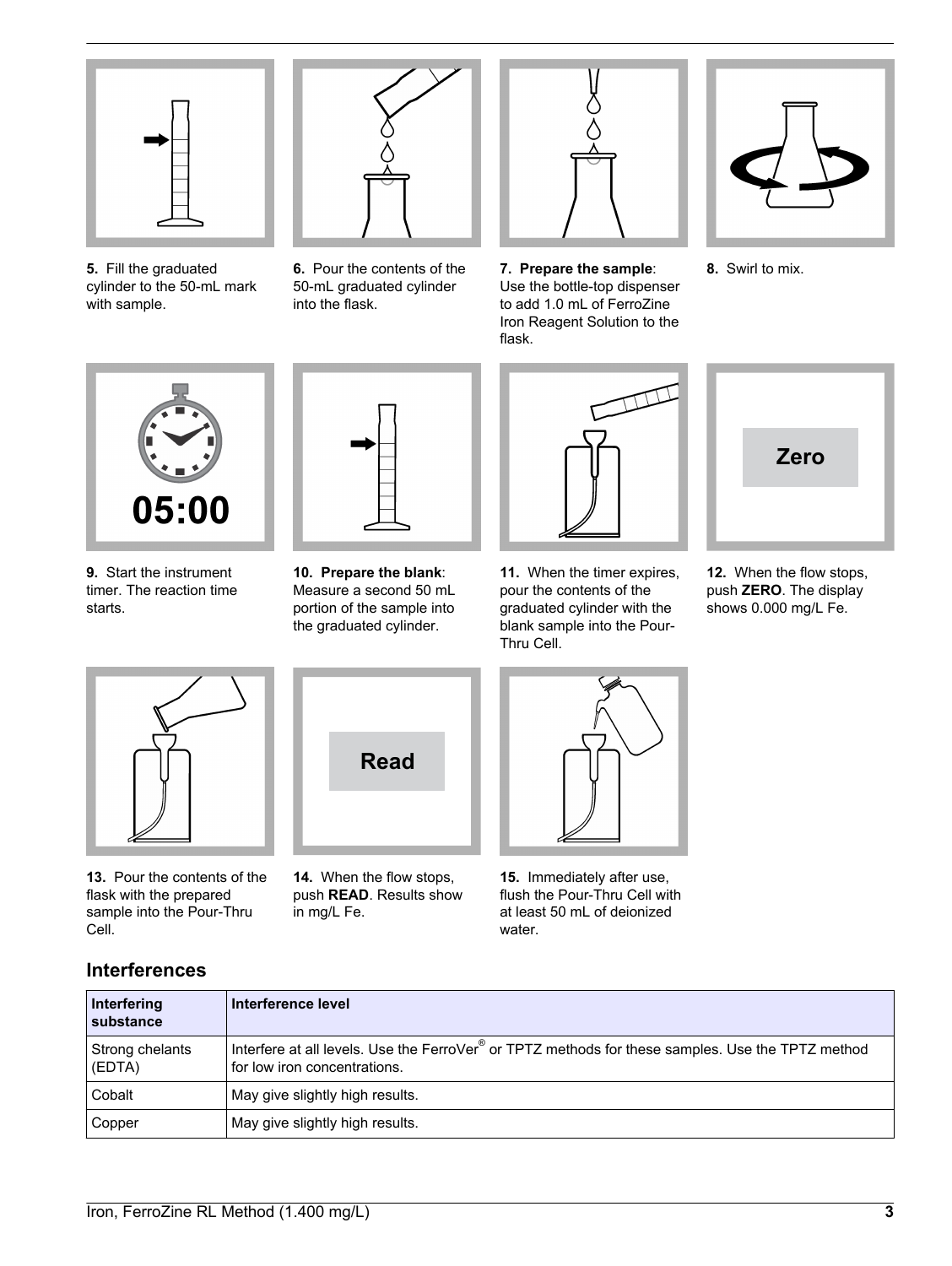5. Fill the graduated cylinder to the 50-mL mark with sample.

6. Pour the contents of the 50-mL graduated cylinder into the flask.

7. **Prepare the sample**: Use the bottle-top dispenser to add 1.0 mL of FerroZine Iron Reagent Solution to the flask.

8. Swirl to mix.

9. Start the instrument timer. The reaction time starts.

10. **Prepare the blank**: Measure a second 50 mL portion of the sample into the graduated cylinder.

11. When the timer expires, pour the contents of the graduated cylinder with the blank sample into the Pour-Thru Cell.

12. When the flow stops, push **ZERO**. The display shows 0.000 mg/L Fe.

13. Pour the contents of the flask with the prepared sample into the Pour-Thru Cell.

14. When the flow stops, push **READ**. Results show in mg/L Fe.

15. Immediately after use, flush the Pour-Thru Cell with at least 50 mL of deionized water.

## Interferences

| Interfering substance | Interference level |
|---|---|
| Strong chelants (EDTA) | Interfere at all levels. Use the FerroVer® or TPTZ methods for these samples. Use the TPTZ method for low iron concentrations. |
| Cobalt | May give slightly high results. |
| Copper | May give slightly high results. |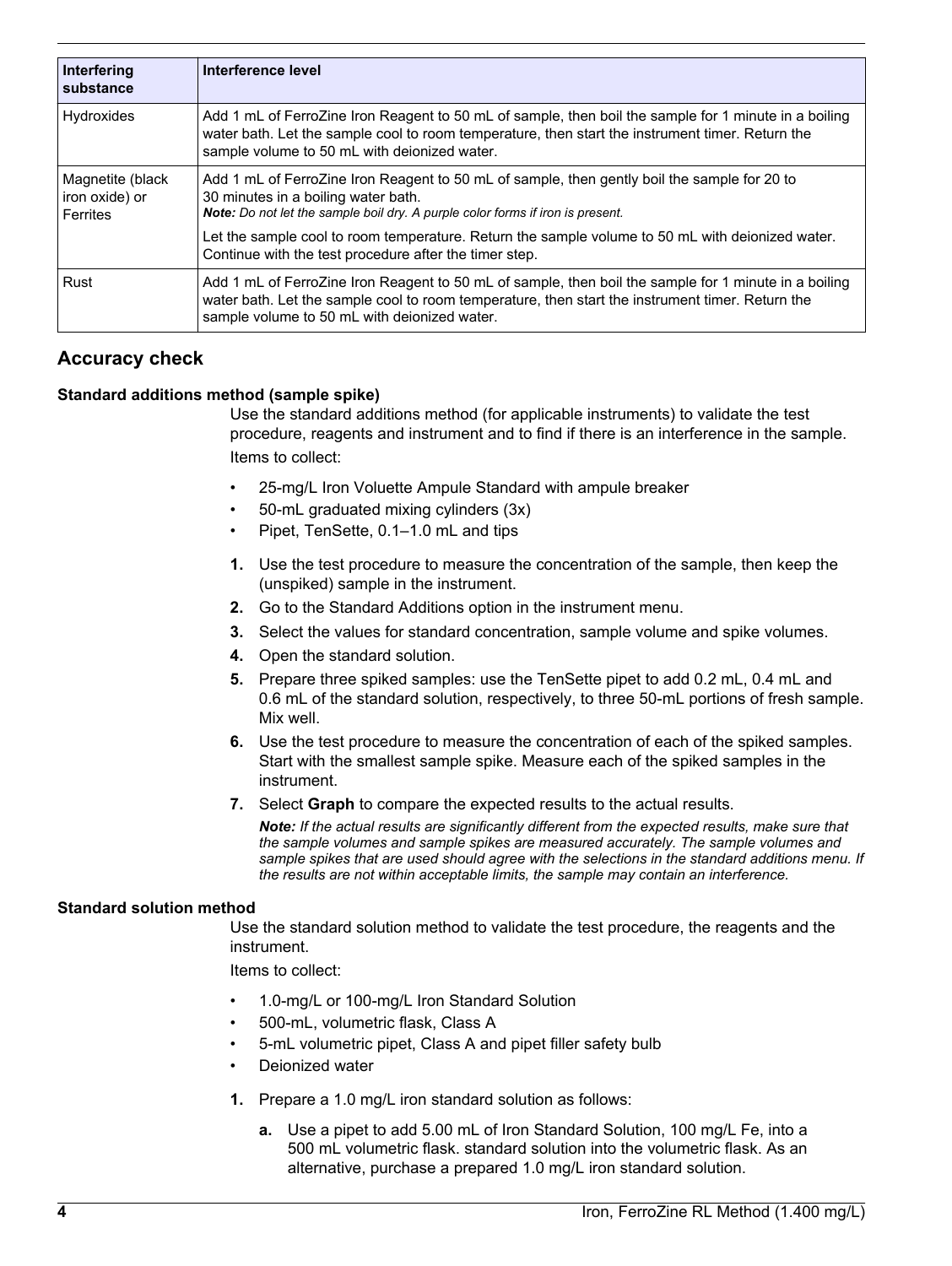| Interfering substance | Interference level |
| --- | --- |
| Hydroxides | Add 1 mL of FerroZine Iron Reagent to 50 mL of sample, then boil the sample for 1 minute in a boiling water bath. Let the sample cool to room temperature, then start the instrument timer. Return the sample volume to 50 mL with deionized water. |
| Magnetite (black iron oxide) or Ferrites | Add 1 mL of FerroZine Iron Reagent to 50 mL of sample, then gently boil the sample for 20 to 30 minutes in a boiling water bath. ***Note:*** *Do not let the sample boil dry. A purple color forms if iron is present.* Let the sample cool to room temperature. Return the sample volume to 50 mL with deionized water. Continue with the test procedure after the timer step. |
| Rust | Add 1 mL of FerroZine Iron Reagent to 50 mL of sample, then boil the sample for 1 minute in a boiling water bath. Let the sample cool to room temperature, then start the instrument timer. Return the sample volume to 50 mL with deionized water. |

## Accuracy check

### Standard additions method (sample spike)

Use the standard additions method (for applicable instruments) to validate the test procedure, reagents and instrument and to find if there is an interference in the sample.

Items to collect:

- 25-mg/L Iron Voluette Ampule Standard with ampule breaker
- 50-mL graduated mixing cylinders (3x)
- Pipet, TenSette, 0.1–1.0 mL and tips

1. Use the test procedure to measure the concentration of the sample, then keep the (unspiked) sample in the instrument.
2. Go to the Standard Additions option in the instrument menu.
3. Select the values for standard concentration, sample volume and spike volumes.
4. Open the standard solution.
5. Prepare three spiked samples: use the TenSette pipet to add 0.2 mL, 0.4 mL and 0.6 mL of the standard solution, respectively, to three 50-mL portions of fresh sample. Mix well.
6. Use the test procedure to measure the concentration of each of the spiked samples. Start with the smallest sample spike. Measure each of the spiked samples in the instrument.
7. Select **Graph** to compare the expected results to the actual results.

   ***Note:*** *If the actual results are significantly different from the expected results, make sure that the sample volumes and sample spikes are measured accurately. The sample volumes and sample spikes that are used should agree with the selections in the standard additions menu. If the results are not within acceptable limits, the sample may contain an interference.*

### Standard solution method

Use the standard solution method to validate the test procedure, the reagents and the instrument.

Items to collect:

- 1.0-mg/L or 100-mg/L Iron Standard Solution
- 500-mL, volumetric flask, Class A
- 5-mL volumetric pipet, Class A and pipet filler safety bulb
- Deionized water

1. Prepare a 1.0 mg/L iron standard solution as follows:

   a. Use a pipet to add 5.00 mL of Iron Standard Solution, 100 mg/L Fe, into a 500 mL volumetric flask. standard solution into the volumetric flask. As an alternative, purchase a prepared 1.0 mg/L iron standard solution.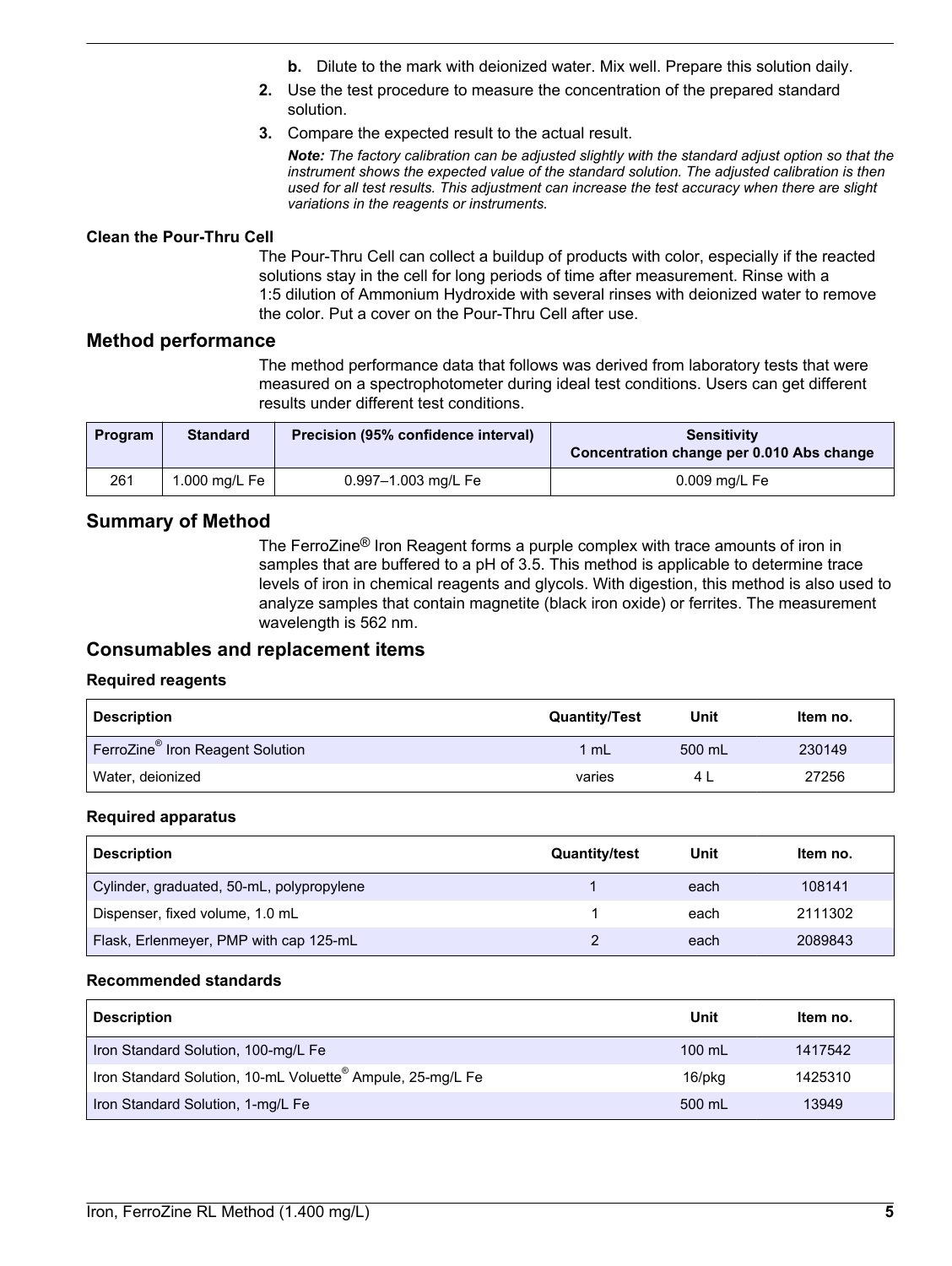b. Dilute to the mark with deionized water. Mix well. Prepare this solution daily.
2. Use the test procedure to measure the concentration of the prepared standard solution.
3. Compare the expected result to the actual result.

   ***Note:*** *The factory calibration can be adjusted slightly with the standard adjust option so that the instrument shows the expected value of the standard solution. The adjusted calibration is then used for all test results. This adjustment can increase the test accuracy when there are slight variations in the reagents or instruments.*

#### Clean the Pour-Thru Cell

The Pour-Thru Cell can collect a buildup of products with color, especially if the reacted solutions stay in the cell for long periods of time after measurement. Rinse with a 1:5 dilution of Ammonium Hydroxide with several rinses with deionized water to remove the color. Put a cover on the Pour-Thru Cell after use.

## Method performance

The method performance data that follows was derived from laboratory tests that were measured on a spectrophotometer during ideal test conditions. Users can get different results under different test conditions.

| Program | Standard | Precision (95% confidence interval) | Sensitivity Concentration change per 0.010 Abs change |
|---|---|---|---|
| 261 | 1.000 mg/L Fe | 0.997–1.003 mg/L Fe | 0.009 mg/L Fe |

## Summary of Method

The FerroZine® Iron Reagent forms a purple complex with trace amounts of iron in samples that are buffered to a pH of 3.5. This method is applicable to determine trace levels of iron in chemical reagents and glycols. With digestion, this method is also used to analyze samples that contain magnetite (black iron oxide) or ferrites. The measurement wavelength is 562 nm.

## Consumables and replacement items

#### Required reagents

| Description | Quantity/Test | Unit | Item no. |
|---|---|---|---|
| FerroZine® Iron Reagent Solution | 1 mL | 500 mL | 230149 |
| Water, deionized | varies | 4 L | 27256 |

#### Required apparatus

| Description | Quantity/test | Unit | Item no. |
|---|---|---|---|
| Cylinder, graduated, 50-mL, polypropylene | 1 | each | 108141 |
| Dispenser, fixed volume, 1.0 mL | 1 | each | 2111302 |
| Flask, Erlenmeyer, PMP with cap 125-mL | 2 | each | 2089843 |

#### Recommended standards

| Description | Unit | Item no. |
|---|---|---|
| Iron Standard Solution, 100-mg/L Fe | 100 mL | 1417542 |
| Iron Standard Solution, 10-mL Voluette® Ampule, 25-mg/L Fe | 16/pkg | 1425310 |
| Iron Standard Solution, 1-mg/L Fe | 500 mL | 13949 |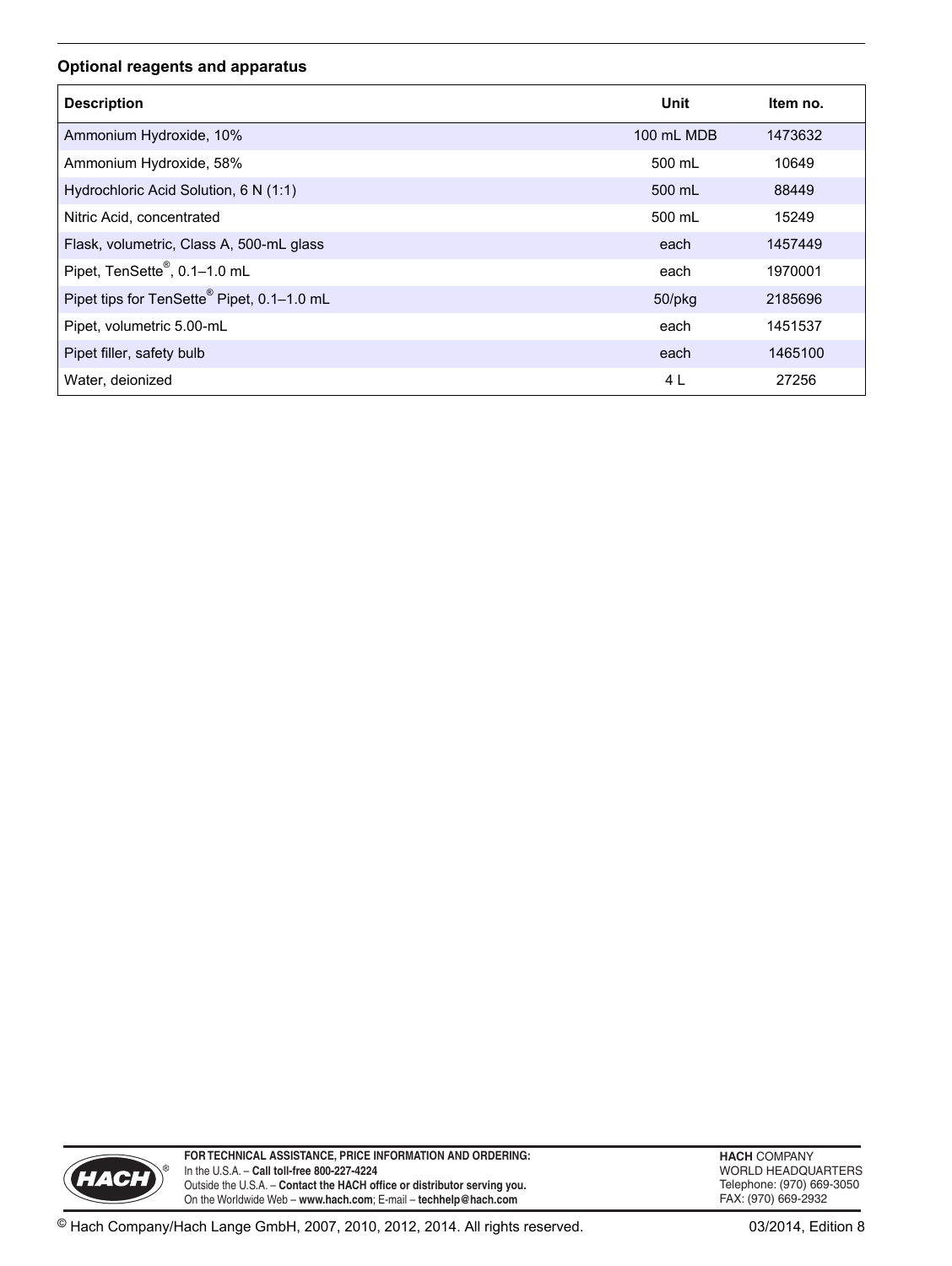### Optional reagents and apparatus

| Description | Unit | Item no. |
|---|---|---|
| Ammonium Hydroxide, 10% | 100 mL MDB | 1473632 |
| Ammonium Hydroxide, 58% | 500 mL | 10649 |
| Hydrochloric Acid Solution, 6 N (1:1) | 500 mL | 88449 |
| Nitric Acid, concentrated | 500 mL | 15249 |
| Flask, volumetric, Class A, 500-mL glass | each | 1457449 |
| Pipet, TenSette®, 0.1–1.0 mL | each | 1970001 |
| Pipet tips for TenSette® Pipet, 0.1–1.0 mL | 50/pkg | 2185696 |
| Pipet, volumetric 5.00-mL | each | 1451537 |
| Pipet filler, safety bulb | each | 1465100 |
| Water, deionized | 4 L | 27256 |

**FOR TECHNICAL ASSISTANCE, PRICE INFORMATION AND ORDERING:**
In the U.S.A. – **Call toll-free 800-227-4224**
Outside the U.S.A. – **Contact the HACH office or distributor serving you.**
On the Worldwide Web – **www.hach.com**; E-mail – **techhelp@hach.com**

**HACH** COMPANY
WORLD HEADQUARTERS
Telephone: (970) 669-3050
FAX: (970) 669-2932

© Hach Company/Hach Lange GmbH, 2007, 2010, 2012, 2014. All rights reserved.

03/2014, Edition 8